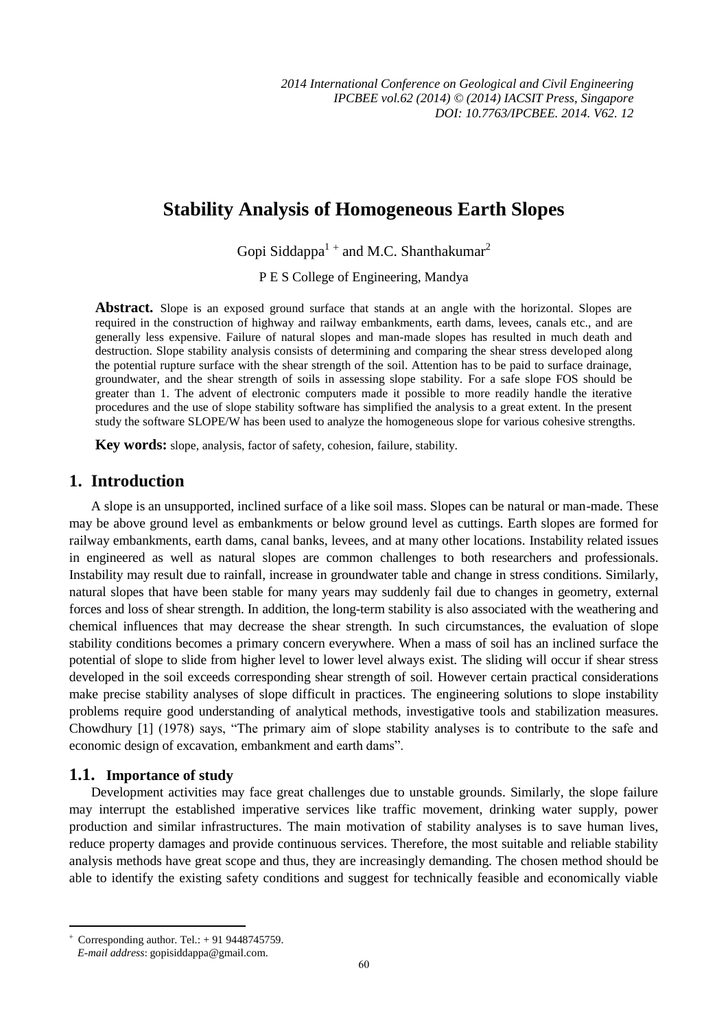# Stability Analysis of Homogeneous Earth Slopes

Gopi Siddappa[1 +] and M.C. Shanthakumar[2]

P E S College of Engineering, Mandya

**Abstract.** Slope is an exposed ground surface that stands at an angle with the horizontal. Slopes are required in the construction of highway and railway embankments, earth dams, levees, canals etc., and are generally less expensive. Failure of natural slopes and man-made slopes has resulted in much death and destruction. Slope stability analysis consists of determining and comparing the shear stress developed along the potential rupture surface with the shear strength of the soil. Attention has to be paid to surface drainage, groundwater, and the shear strength of soils in assessing slope stability. For a safe slope FOS should be greater than 1. The advent of electronic computers made it possible to more readily handle the iterative procedures and the use of slope stability software has simplified the analysis to a great extent. In the present study the software SLOPE/W has been used to analyze the homogeneous slope for various cohesive strengths.

**Key words:** slope, analysis, factor of safety, cohesion, failure, stability.

## 1. Introduction

A slope is an unsupported, inclined surface of a like soil mass. Slopes can be natural or man-made. These may be above ground level as embankments or below ground level as cuttings. Earth slopes are formed for railway embankments, earth dams, canal banks, levees, and at many other locations. Instability related issues in engineered as well as natural slopes are common challenges to both researchers and professionals. Instability may result due to rainfall, increase in groundwater table and change in stress conditions. Similarly, natural slopes that have been stable for many years may suddenly fail due to changes in geometry, external forces and loss of shear strength. In addition, the long-term stability is also associated with the weathering and chemical influences that may decrease the shear strength. In such circumstances, the evaluation of slope stability conditions becomes a primary concern everywhere. When a mass of soil has an inclined surface the potential of slope to slide from higher level to lower level always exist. The sliding will occur if shear stress developed in the soil exceeds corresponding shear strength of soil. However certain practical considerations make precise stability analyses of slope difficult in practices. The engineering solutions to slope instability problems require good understanding of analytical methods, investigative tools and stabilization measures. Chowdhury [1] (1978) says, "The primary aim of slope stability analyses is to contribute to the safe and economic design of excavation, embankment and earth dams".

### 1.1. Importance of study

Development activities may face great challenges due to unstable grounds. Similarly, the slope failure may interrupt the established imperative services like traffic movement, drinking water supply, power production and similar infrastructures. The main motivation of stability analyses is to save human lives, reduce property damages and provide continuous services. Therefore, the most suitable and reliable stability analysis methods have great scope and thus, they are increasingly demanding. The chosen method should be able to identify the existing safety conditions and suggest for technically feasible and economically viable

---

[+] Corresponding author. Tel.: + 91 9448745759.
*E-mail address*: gopisiddappa@gmail.com.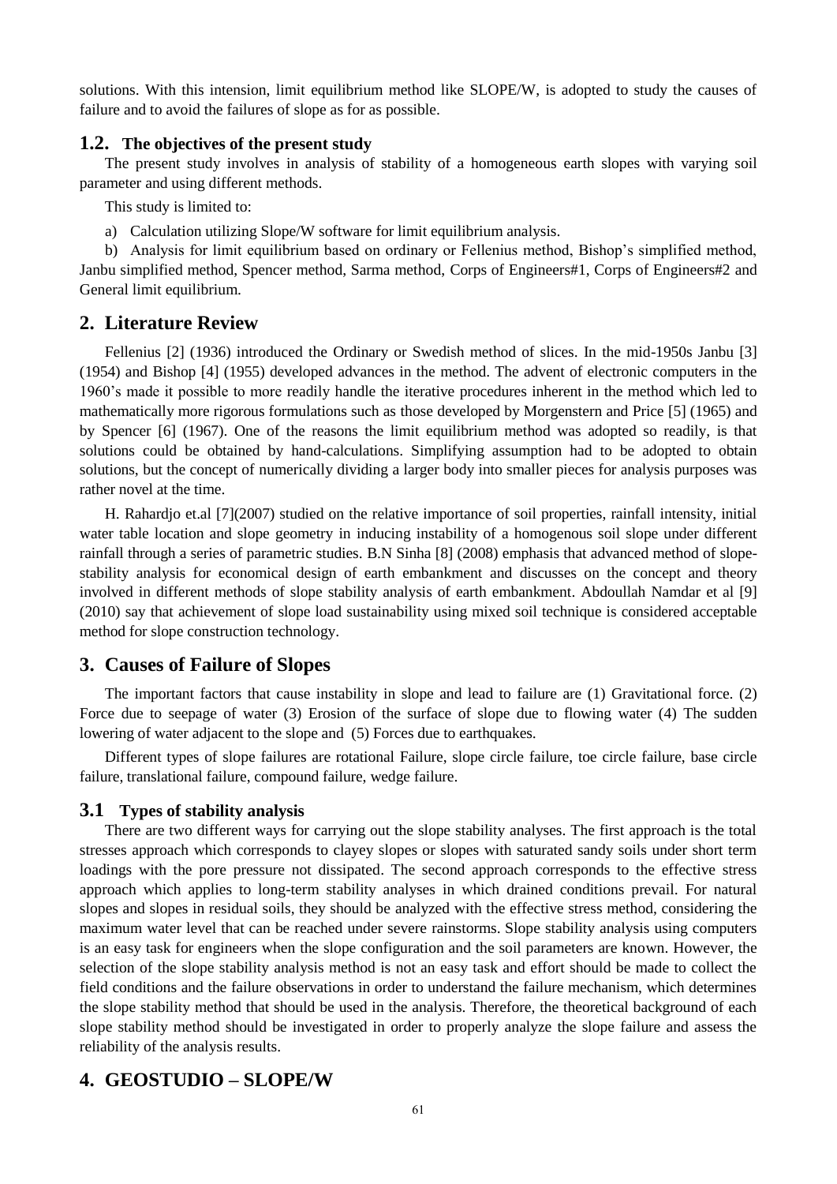solutions. With this intension, limit equilibrium method like SLOPE/W, is adopted to study the causes of failure and to avoid the failures of slope as for as possible.

### 1.2. The objectives of the present study

The present study involves in analysis of stability of a homogeneous earth slopes with varying soil parameter and using different methods.

This study is limited to:

a) Calculation utilizing Slope/W software for limit equilibrium analysis.

b) Analysis for limit equilibrium based on ordinary or Fellenius method, Bishop's simplified method, Janbu simplified method, Spencer method, Sarma method, Corps of Engineers#1, Corps of Engineers#2 and General limit equilibrium.

## 2. Literature Review

Fellenius [2] (1936) introduced the Ordinary or Swedish method of slices. In the mid-1950s Janbu [3] (1954) and Bishop [4] (1955) developed advances in the method. The advent of electronic computers in the 1960's made it possible to more readily handle the iterative procedures inherent in the method which led to mathematically more rigorous formulations such as those developed by Morgenstern and Price [5] (1965) and by Spencer [6] (1967). One of the reasons the limit equilibrium method was adopted so readily, is that solutions could be obtained by hand-calculations. Simplifying assumption had to be adopted to obtain solutions, but the concept of numerically dividing a larger body into smaller pieces for analysis purposes was rather novel at the time.

H. Rahardjo et.al [7](2007) studied on the relative importance of soil properties, rainfall intensity, initial water table location and slope geometry in inducing instability of a homogenous soil slope under different rainfall through a series of parametric studies. B.N Sinha [8] (2008) emphasis that advanced method of slope-stability analysis for economical design of earth embankment and discusses on the concept and theory involved in different methods of slope stability analysis of earth embankment. Abdoullah Namdar et al [9] (2010) say that achievement of slope load sustainability using mixed soil technique is considered acceptable method for slope construction technology.

## 3. Causes of Failure of Slopes

The important factors that cause instability in slope and lead to failure are (1) Gravitational force. (2) Force due to seepage of water (3) Erosion of the surface of slope due to flowing water (4) The sudden lowering of water adjacent to the slope and (5) Forces due to earthquakes.

Different types of slope failures are rotational Failure, slope circle failure, toe circle failure, base circle failure, translational failure, compound failure, wedge failure.

### 3.1 Types of stability analysis

There are two different ways for carrying out the slope stability analyses. The first approach is the total stresses approach which corresponds to clayey slopes or slopes with saturated sandy soils under short term loadings with the pore pressure not dissipated. The second approach corresponds to the effective stress approach which applies to long-term stability analyses in which drained conditions prevail. For natural slopes and slopes in residual soils, they should be analyzed with the effective stress method, considering the maximum water level that can be reached under severe rainstorms. Slope stability analysis using computers is an easy task for engineers when the slope configuration and the soil parameters are known. However, the selection of the slope stability analysis method is not an easy task and effort should be made to collect the field conditions and the failure observations in order to understand the failure mechanism, which determines the slope stability method that should be used in the analysis. Therefore, the theoretical background of each slope stability method should be investigated in order to properly analyze the slope failure and assess the reliability of the analysis results.

## 4. GEOSTUDIO – SLOPE/W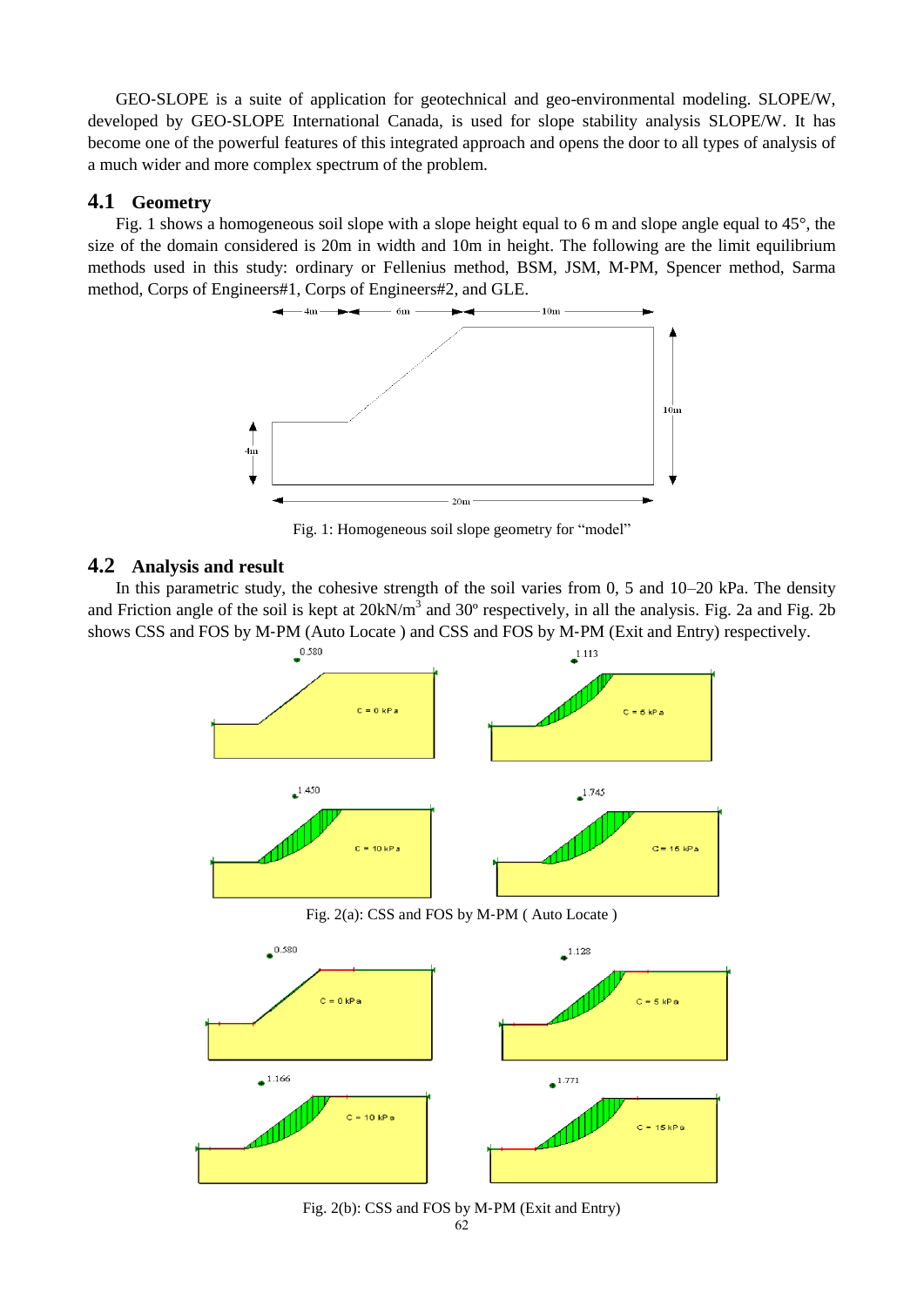GEO-SLOPE is a suite of application for geotechnical and geo-environmental modeling. SLOPE/W, developed by GEO-SLOPE International Canada, is used for slope stability analysis SLOPE/W. It has become one of the powerful features of this integrated approach and opens the door to all types of analysis of a much wider and more complex spectrum of the problem.

## 4.1 Geometry

Fig. 1 shows a homogeneous soil slope with a slope height equal to 6 m and slope angle equal to 45°, the size of the domain considered is 20m in width and 10m in height. The following are the limit equilibrium methods used in this study: ordinary or Fellenius method, BSM, JSM, M-PM, Spencer method, Sarma method, Corps of Engineers#1, Corps of Engineers#2, and GLE.

Fig. 1: Homogeneous soil slope geometry for "model"

## 4.2 Analysis and result

In this parametric study, the cohesive strength of the soil varies from 0, 5 and 10–20 kPa. The density and Friction angle of the soil is kept at 20kN/m$^3$ and 30º respectively, in all the analysis. Fig. 2a and Fig. 2b shows CSS and FOS by M-PM (Auto Locate ) and CSS and FOS by M-PM (Exit and Entry) respectively.

Fig. 2(a): CSS and FOS by M-PM ( Auto Locate )

Fig. 2(b): CSS and FOS by M-PM (Exit and Entry)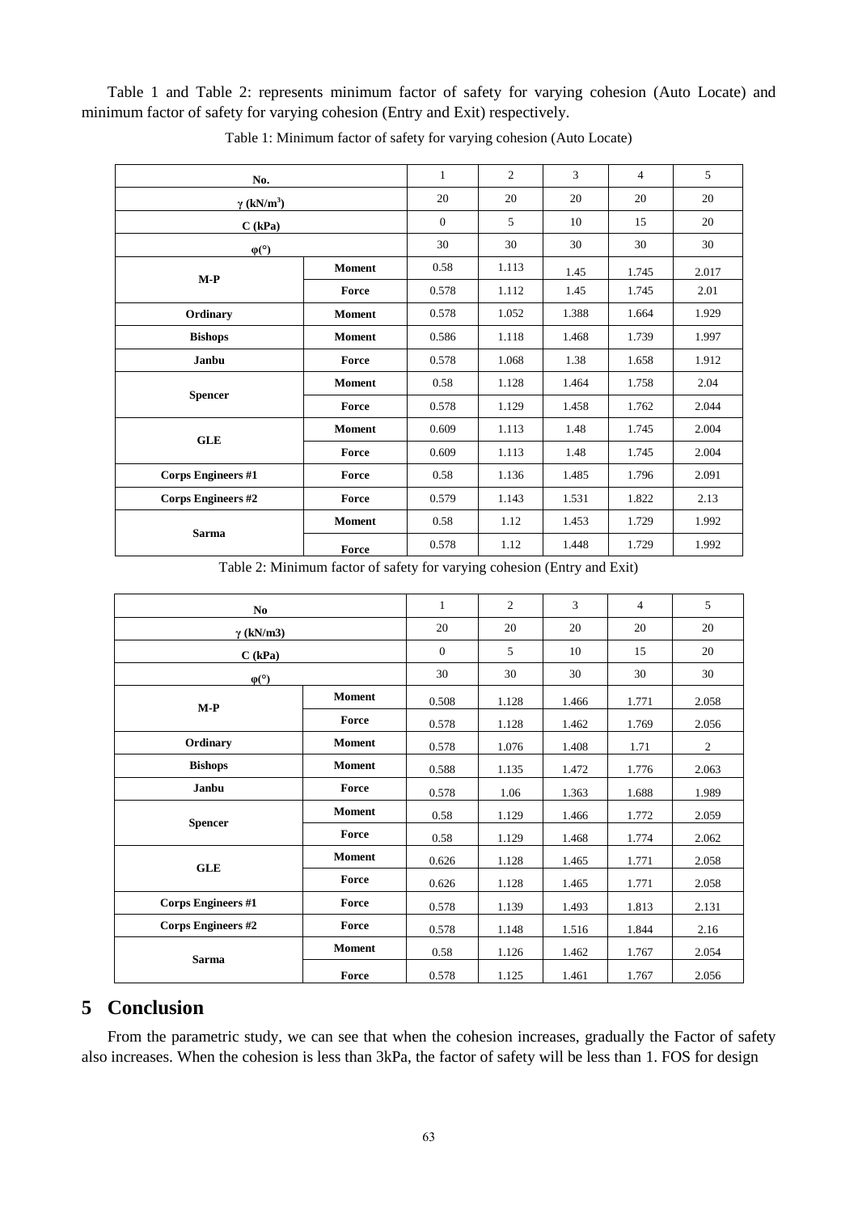Table 1 and Table 2: represents minimum factor of safety for varying cohesion (Auto Locate) and minimum factor of safety for varying cohesion (Entry and Exit) respectively.

Table 1: Minimum factor of safety for varying cohesion (Auto Locate)

| No. | | 1 | 2 | 3 | 4 | 5 |
|---|---|---|---|---|---|---|
| $\gamma$ (kN/m$^3$) | | 20 | 20 | 20 | 20 | 20 |
| C (kPa) | | 0 | 5 | 10 | 15 | 20 |
| $\varphi$(°) | | 30 | 30 | 30 | 30 | 30 |
| M-P | Moment | 0.58 | 1.113 | 1.45 | 1.745 | 2.017 |
| | Force | 0.578 | 1.112 | 1.45 | 1.745 | 2.01 |
| Ordinary | Moment | 0.578 | 1.052 | 1.388 | 1.664 | 1.929 |
| Bishops | Moment | 0.586 | 1.118 | 1.468 | 1.739 | 1.997 |
| Janbu | Force | 0.578 | 1.068 | 1.38 | 1.658 | 1.912 |
| Spencer | Moment | 0.58 | 1.128 | 1.464 | 1.758 | 2.04 |
| | Force | 0.578 | 1.129 | 1.458 | 1.762 | 2.044 |
| GLE | Moment | 0.609 | 1.113 | 1.48 | 1.745 | 2.004 |
| | Force | 0.609 | 1.113 | 1.48 | 1.745 | 2.004 |
| Corps Engineers #1 | Force | 0.58 | 1.136 | 1.485 | 1.796 | 2.091 |
| Corps Engineers #2 | Force | 0.579 | 1.143 | 1.531 | 1.822 | 2.13 |
| Sarma | Moment | 0.58 | 1.12 | 1.453 | 1.729 | 1.992 |
| | Force | 0.578 | 1.12 | 1.448 | 1.729 | 1.992 |

Table 2: Minimum factor of safety for varying cohesion (Entry and Exit)

| No | | 1 | 2 | 3 | 4 | 5 |
|---|---|---|---|---|---|---|
| $\gamma$ (kN/m3) | | 20 | 20 | 20 | 20 | 20 |
| C (kPa) | | 0 | 5 | 10 | 15 | 20 |
| $\varphi$(°) | | 30 | 30 | 30 | 30 | 30 |
| M-P | Moment | 0.508 | 1.128 | 1.466 | 1.771 | 2.058 |
| | Force | 0.578 | 1.128 | 1.462 | 1.769 | 2.056 |
| Ordinary | Moment | 0.578 | 1.076 | 1.408 | 1.71 | 2 |
| Bishops | Moment | 0.588 | 1.135 | 1.472 | 1.776 | 2.063 |
| Janbu | Force | 0.578 | 1.06 | 1.363 | 1.688 | 1.989 |
| Spencer | Moment | 0.58 | 1.129 | 1.466 | 1.772 | 2.059 |
| | Force | 0.58 | 1.129 | 1.468 | 1.774 | 2.062 |
| GLE | Moment | 0.626 | 1.128 | 1.465 | 1.771 | 2.058 |
| | Force | 0.626 | 1.128 | 1.465 | 1.771 | 2.058 |
| Corps Engineers #1 | Force | 0.578 | 1.139 | 1.493 | 1.813 | 2.131 |
| Corps Engineers #2 | Force | 0.578 | 1.148 | 1.516 | 1.844 | 2.16 |
| Sarma | Moment | 0.58 | 1.126 | 1.462 | 1.767 | 2.054 |
| | Force | 0.578 | 1.125 | 1.461 | 1.767 | 2.056 |

# 5 Conclusion

From the parametric study, we can see that when the cohesion increases, gradually the Factor of safety also increases. When the cohesion is less than 3kPa, the factor of safety will be less than 1. FOS for design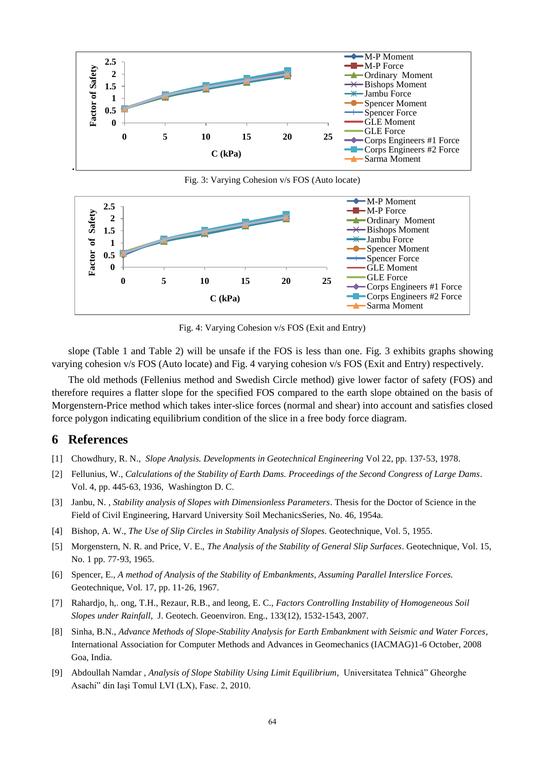Factor of Safety

2.5
2
1.5
1
0.5
0

0 5 10 15 20 25

C (kPa)

M-P Moment
M-P Force
Ordinary Moment
Bishops Moment
Jambu Force
Spencer Moment
Spencer Force
GLE Moment
GLE Force
Corps Engineers #1 Force
Corps Engineers #2 Force
Sarma Moment

Fig. 3: Varying Cohesion v/s FOS (Auto locate)

Factor of Safety

2.5
2
1.5
1
0.5
0

0 5 10 15 20 25

C (kPa)

M-P Moment
M-P Force
Ordinary Moment
Bishops Moment
Jambu Force
Spencer Moment
Spencer Force
GLE Moment
GLE Force
Corps Engineers #1 Force
Corps Engineers #2 Force
Sarma Moment

Fig. 4: Varying Cohesion v/s FOS (Exit and Entry)

slope (Table 1 and Table 2) will be unsafe if the FOS is less than one. Fig. 3 exhibits graphs showing varying cohesion v/s FOS (Auto locate) and Fig. 4 varying cohesion v/s FOS (Exit and Entry) respectively.

The old methods (Fellenius method and Swedish Circle method) give lower factor of safety (FOS) and therefore requires a flatter slope for the specified FOS compared to the earth slope obtained on the basis of Morgenstern-Price method which takes inter-slice forces (normal and shear) into account and satisfies closed force polygon indicating equilibrium condition of the slice in a free body force diagram.

## 6 References

[1] Chowdhury, R. N., *Slope Analysis. Developments in Geotechnical Engineering* Vol 22, pp. 137-53, 1978.

[2] Fellunius, W., *Calculations of the Stability of Earth Dams. Proceedings of the Second Congress of Large Dams*. Vol. 4, pp. 445-63, 1936, Washington D. C.

[3] Janbu, N. , *Stability analysis of Slopes with Dimensionless Parameters*. Thesis for the Doctor of Science in the Field of Civil Engineering, Harvard University Soil MechanicsSeries, No. 46, 1954a.

[4] Bishop, A. W., *The Use of Slip Circles in Stability Analysis of Slopes.* Geotechnique, Vol. 5, 1955.

[5] Morgenstern, N. R. and Price, V. E., *The Analysis of the Stability of General Slip Surfaces*. Geotechnique, Vol. 15, No. 1 pp. 77-93, 1965.

[6] Spencer, E., *A method of Analysis of the Stability of Embankments, Assuming Parallel Interslice Forces.* Geotechnique, Vol. 17, pp. 11-26, 1967.

[7] Rahardjo, h,. ong, T.H., Rezaur, R.B., and leong, E. C., *Factors Controlling Instability of Homogeneous Soil Slopes under Rainfall*, J. Geotech. Geoenviron. Eng., 133(12), 1532-1543, 2007.

[8] Sinha, B.N., *Advance Methods of Slope-Stability Analysis for Earth Embankment with Seismic and Water Forces*, International Association for Computer Methods and Advances in Geomechanics (IACMAG)1-6 October, 2008 Goa, India.

[9] Abdoullah Namdar , *Analysis of Slope Stability Using Limit Equilibrium*, Universitatea Tehnică" Gheorghe Asachi" din Iaşi Tomul LVI (LX), Fasc. 2, 2010.